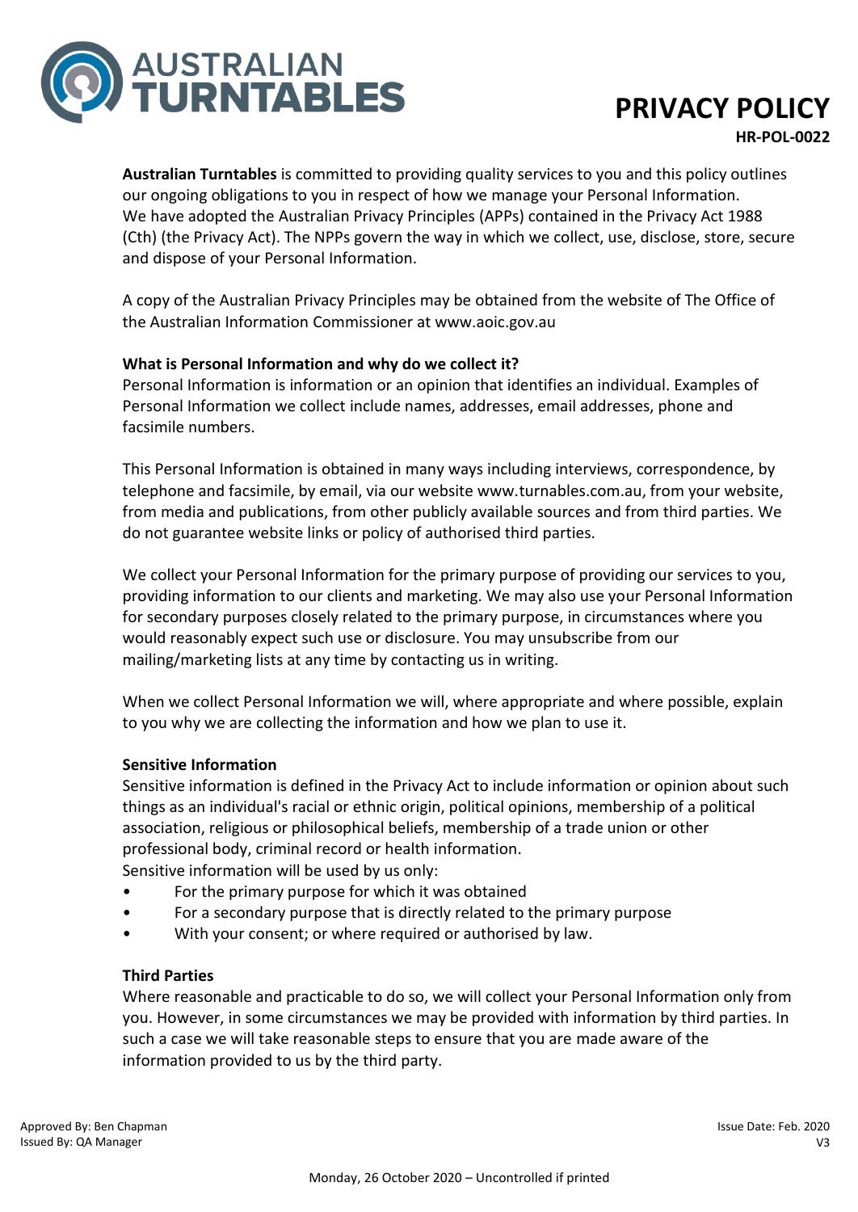# PRIVACY POLICY

**HR-POL-0022**

**Australian Turntables** is committed to providing quality services to you and this policy outlines our ongoing obligations to you in respect of how we manage your Personal Information. We have adopted the Australian Privacy Principles (APPs) contained in the Privacy Act 1988 (Cth) (the Privacy Act). The NPPs govern the way in which we collect, use, disclose, store, secure and dispose of your Personal Information.

A copy of the Australian Privacy Principles may be obtained from the website of The Office of the Australian Information Commissioner at www.aoic.gov.au

**What is Personal Information and why do we collect it?**

Personal Information is information or an opinion that identifies an individual. Examples of Personal Information we collect include names, addresses, email addresses, phone and facsimile numbers.

This Personal Information is obtained in many ways including interviews, correspondence, by telephone and facsimile, by email, via our website www.turnables.com.au, from your website, from media and publications, from other publicly available sources and from third parties. We do not guarantee website links or policy of authorised third parties.

We collect your Personal Information for the primary purpose of providing our services to you, providing information to our clients and marketing. We may also use your Personal Information for secondary purposes closely related to the primary purpose, in circumstances where you would reasonably expect such use or disclosure. You may unsubscribe from our mailing/marketing lists at any time by contacting us in writing.

When we collect Personal Information we will, where appropriate and where possible, explain to you why we are collecting the information and how we plan to use it.

**Sensitive Information**

Sensitive information is defined in the Privacy Act to include information or opinion about such things as an individual's racial or ethnic origin, political opinions, membership of a political association, religious or philosophical beliefs, membership of a trade union or other professional body, criminal record or health information.

Sensitive information will be used by us only:

- For the primary purpose for which it was obtained
- For a secondary purpose that is directly related to the primary purpose
- With your consent; or where required or authorised by law.

**Third Parties**

Where reasonable and practicable to do so, we will collect your Personal Information only from you. However, in some circumstances we may be provided with information by third parties. In such a case we will take reasonable steps to ensure that you are made aware of the information provided to us by the third party.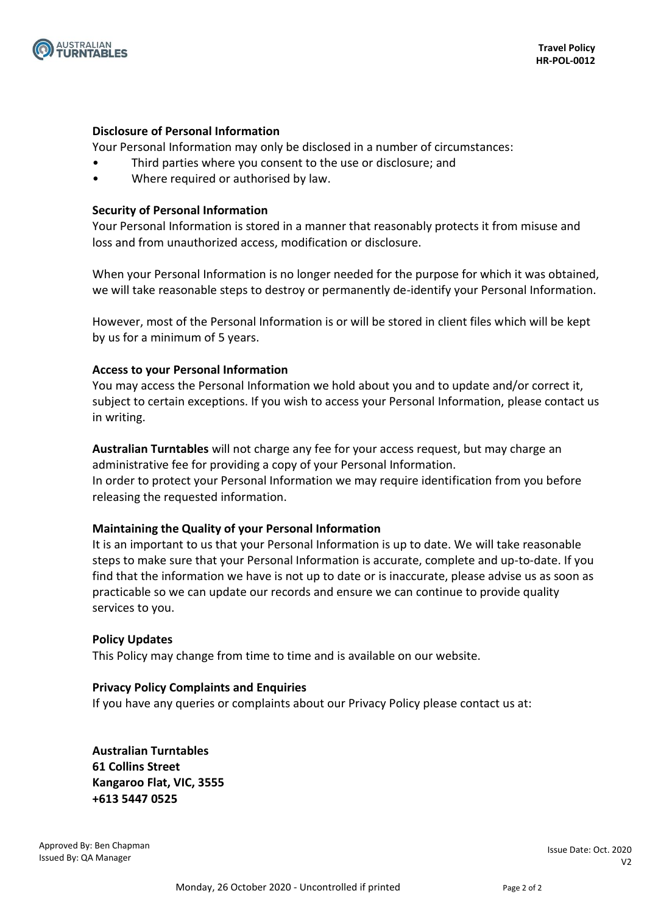**Disclosure of Personal Information**

Your Personal Information may only be disclosed in a number of circumstances:

- Third parties where you consent to the use or disclosure; and
- Where required or authorised by law.

**Security of Personal Information**

Your Personal Information is stored in a manner that reasonably protects it from misuse and loss and from unauthorized access, modification or disclosure.

When your Personal Information is no longer needed for the purpose for which it was obtained, we will take reasonable steps to destroy or permanently de-identify your Personal Information.

However, most of the Personal Information is or will be stored in client files which will be kept by us for a minimum of 5 years.

**Access to your Personal Information**

You may access the Personal Information we hold about you and to update and/or correct it, subject to certain exceptions. If you wish to access your Personal Information, please contact us in writing.

**Australian Turntables** will not charge any fee for your access request, but may charge an administrative fee for providing a copy of your Personal Information.
In order to protect your Personal Information we may require identification from you before releasing the requested information.

**Maintaining the Quality of your Personal Information**

It is an important to us that your Personal Information is up to date. We will take reasonable steps to make sure that your Personal Information is accurate, complete and up-to-date. If you find that the information we have is not up to date or is inaccurate, please advise us as soon as practicable so we can update our records and ensure we can continue to provide quality services to you.

**Policy Updates**

This Policy may change from time to time and is available on our website.

**Privacy Policy Complaints and Enquiries**

If you have any queries or complaints about our Privacy Policy please contact us at:

**Australian Turntables**
**61 Collins Street**
**Kangaroo Flat, VIC, 3555**
**+613 5447 0525**